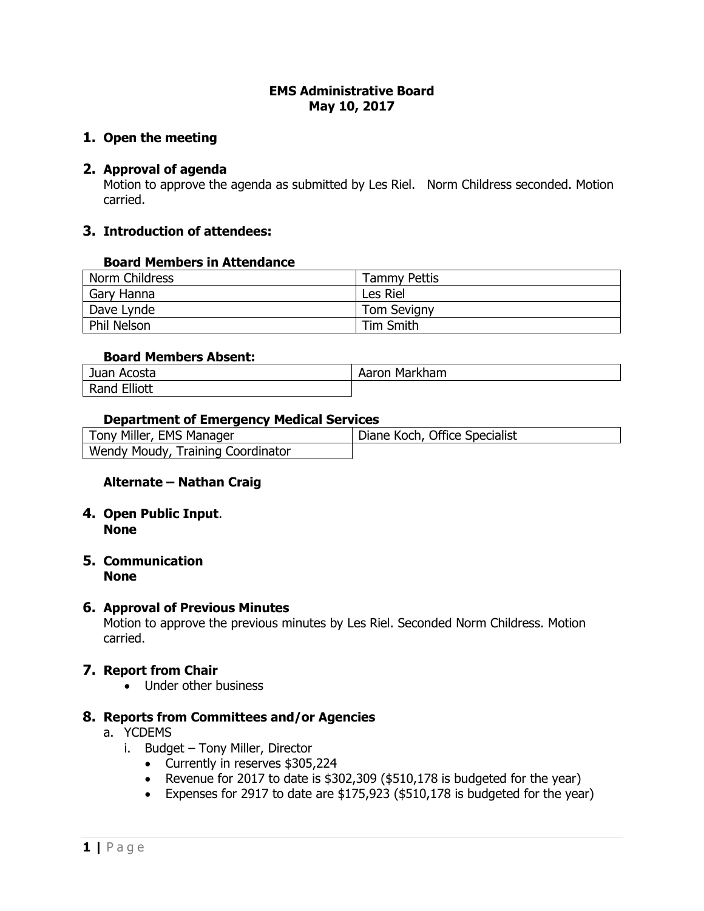# EMS Administrative Board
## May 10, 2017

1. **Open the meeting**

2. **Approval of agenda**
   Motion to approve the agenda as submitted by Les Riel. Norm Childress seconded. Motion carried.

3. **Introduction of attendees:**

**Board Members in Attendance**

| | |
|---|---|
| Norm Childress | Tammy Pettis |
| Gary Hanna | Les Riel |
| Dave Lynde | Tom Sevigny |
| Phil Nelson | Tim Smith |

**Board Members Absent:**

| | |
|---|---|
| Juan Acosta | Aaron Markham |
| Rand Elliott | |

**Department of Emergency Medical Services**

| | |
|---|---|
| Tony Miller, EMS Manager | Diane Koch, Office Specialist |
| Wendy Moudy, Training Coordinator | |

**Alternate – Nathan Craig**

4. **Open Public Input**.
   **None**

5. **Communication**
   **None**

6. **Approval of Previous Minutes**
   Motion to approve the previous minutes by Les Riel. Seconded Norm Childress. Motion carried.

7. **Report from Chair**
   - Under other business

8. **Reports from Committees and/or Agencies**
   a. YCDEMS
      i. Budget – Tony Miller, Director
         - Currently in reserves $305,224
         - Revenue for 2017 to date is $302,309 ($510,178 is budgeted for the year)
         - Expenses for 2917 to date are $175,923 ($510,178 is budgeted for the year)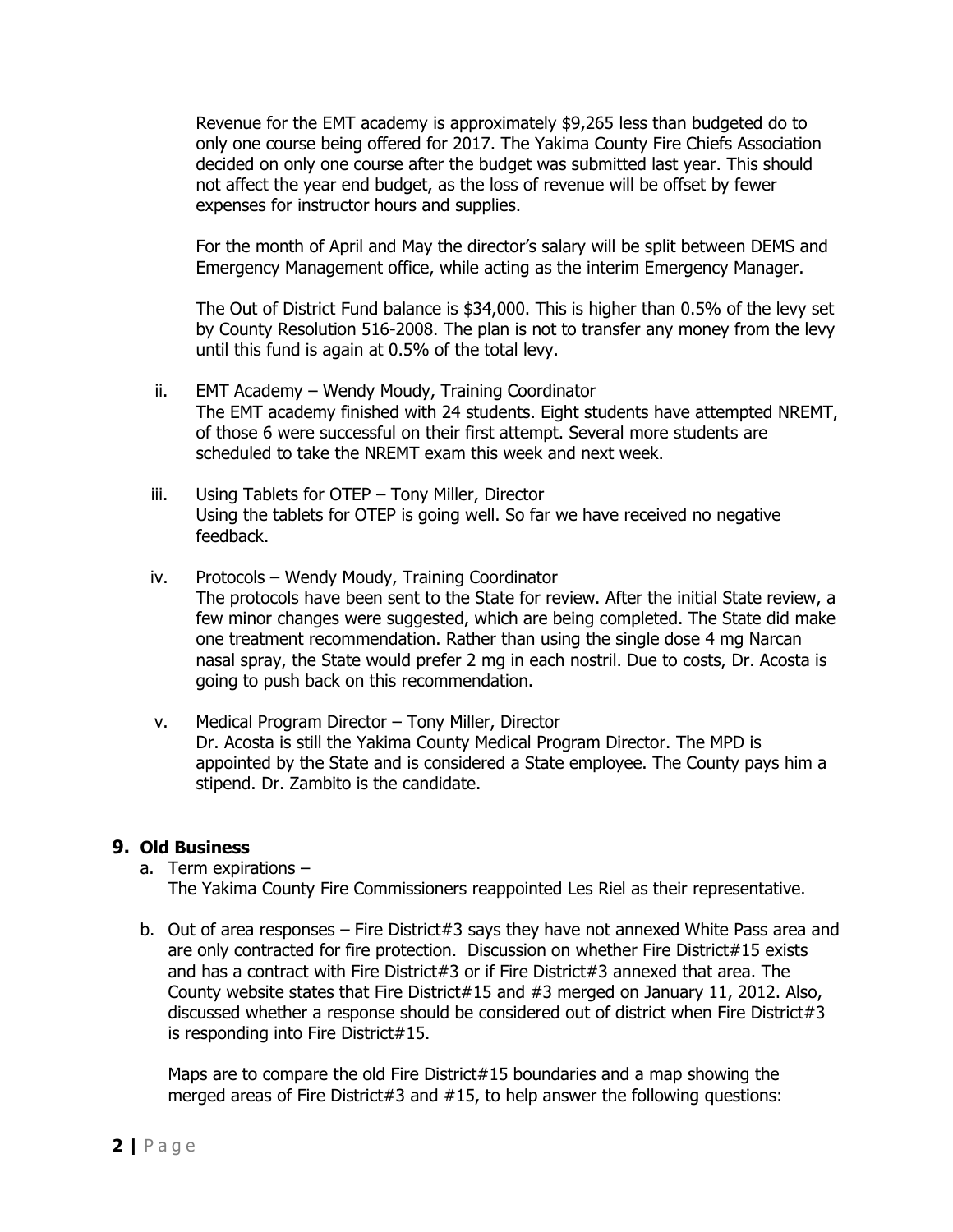Revenue for the EMT academy is approximately $9,265 less than budgeted do to only one course being offered for 2017. The Yakima County Fire Chiefs Association decided on only one course after the budget was submitted last year. This should not affect the year end budget, as the loss of revenue will be offset by fewer expenses for instructor hours and supplies.

For the month of April and May the director's salary will be split between DEMS and Emergency Management office, while acting as the interim Emergency Manager.

The Out of District Fund balance is $34,000. This is higher than 0.5% of the levy set by County Resolution 516-2008. The plan is not to transfer any money from the levy until this fund is again at 0.5% of the total levy.

ii. EMT Academy – Wendy Moudy, Training Coordinator
The EMT academy finished with 24 students. Eight students have attempted NREMT, of those 6 were successful on their first attempt. Several more students are scheduled to take the NREMT exam this week and next week.

iii. Using Tablets for OTEP – Tony Miller, Director
Using the tablets for OTEP is going well. So far we have received no negative feedback.

iv. Protocols – Wendy Moudy, Training Coordinator
The protocols have been sent to the State for review. After the initial State review, a few minor changes were suggested, which are being completed. The State did make one treatment recommendation. Rather than using the single dose 4 mg Narcan nasal spray, the State would prefer 2 mg in each nostril. Due to costs, Dr. Acosta is going to push back on this recommendation.

v. Medical Program Director – Tony Miller, Director
Dr. Acosta is still the Yakima County Medical Program Director. The MPD is appointed by the State and is considered a State employee. The County pays him a stipend. Dr. Zambito is the candidate.

## 9. Old Business

a. Term expirations –
The Yakima County Fire Commissioners reappointed Les Riel as their representative.

b. Out of area responses – Fire District#3 says they have not annexed White Pass area and are only contracted for fire protection. Discussion on whether Fire District#15 exists and has a contract with Fire District#3 or if Fire District#3 annexed that area. The County website states that Fire District#15 and #3 merged on January 11, 2012. Also, discussed whether a response should be considered out of district when Fire District#3 is responding into Fire District#15.

Maps are to compare the old Fire District#15 boundaries and a map showing the merged areas of Fire District#3 and #15, to help answer the following questions: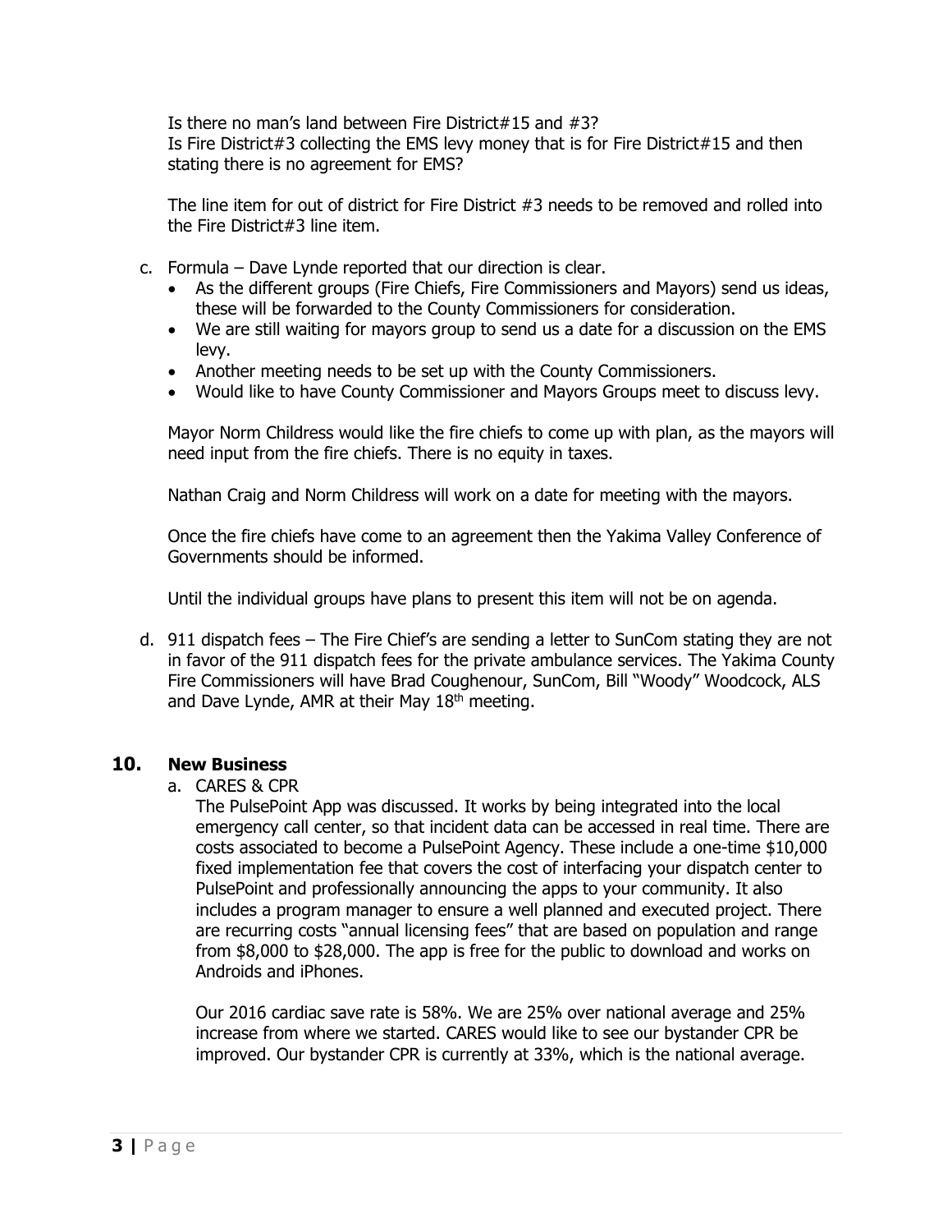Is there no man's land between Fire District#15 and #3?
Is Fire District#3 collecting the EMS levy money that is for Fire District#15 and then stating there is no agreement for EMS?

The line item for out of district for Fire District #3 needs to be removed and rolled into the Fire District#3 line item.

c. Formula – Dave Lynde reported that our direction is clear.
   - As the different groups (Fire Chiefs, Fire Commissioners and Mayors) send us ideas, these will be forwarded to the County Commissioners for consideration.
   - We are still waiting for mayors group to send us a date for a discussion on the EMS levy.
   - Another meeting needs to be set up with the County Commissioners.
   - Would like to have County Commissioner and Mayors Groups meet to discuss levy.

   Mayor Norm Childress would like the fire chiefs to come up with plan, as the mayors will need input from the fire chiefs. There is no equity in taxes.

   Nathan Craig and Norm Childress will work on a date for meeting with the mayors.

   Once the fire chiefs have come to an agreement then the Yakima Valley Conference of Governments should be informed.

   Until the individual groups have plans to present this item will not be on agenda.

d. 911 dispatch fees – The Fire Chief's are sending a letter to SunCom stating they are not in favor of the 911 dispatch fees for the private ambulance services. The Yakima County Fire Commissioners will have Brad Coughenour, SunCom, Bill "Woody" Woodcock, ALS and Dave Lynde, AMR at their May 18th meeting.

## 10. New Business

a. CARES & CPR
   The PulsePoint App was discussed. It works by being integrated into the local emergency call center, so that incident data can be accessed in real time. There are costs associated to become a PulsePoint Agency. These include a one-time $10,000 fixed implementation fee that covers the cost of interfacing your dispatch center to PulsePoint and professionally announcing the apps to your community. It also includes a program manager to ensure a well planned and executed project. There are recurring costs "annual licensing fees" that are based on population and range from $8,000 to $28,000. The app is free for the public to download and works on Androids and iPhones.

   Our 2016 cardiac save rate is 58%. We are 25% over national average and 25% increase from where we started. CARES would like to see our bystander CPR be improved. Our bystander CPR is currently at 33%, which is the national average.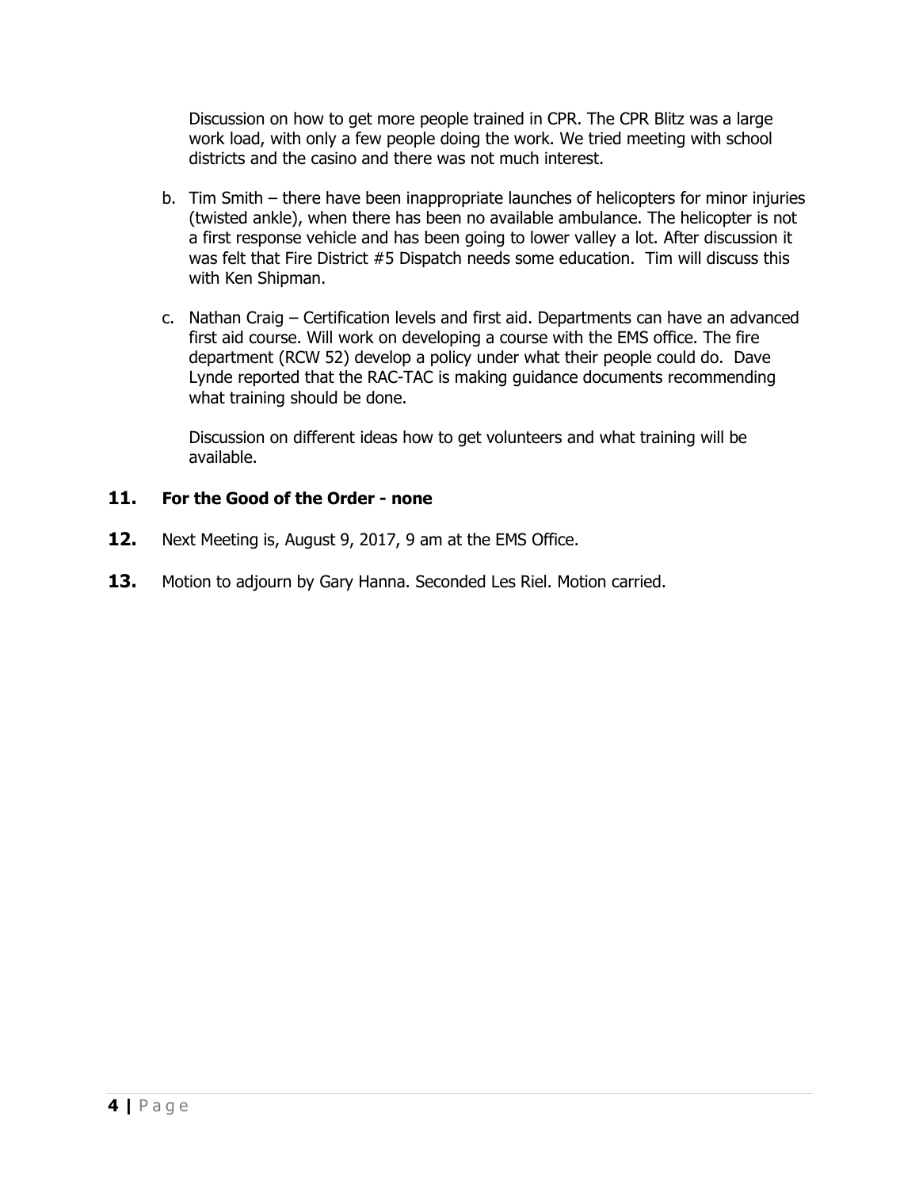Discussion on how to get more people trained in CPR. The CPR Blitz was a large work load, with only a few people doing the work. We tried meeting with school districts and the casino and there was not much interest.

b. Tim Smith – there have been inappropriate launches of helicopters for minor injuries (twisted ankle), when there has been no available ambulance. The helicopter is not a first response vehicle and has been going to lower valley a lot. After discussion it was felt that Fire District #5 Dispatch needs some education. Tim will discuss this with Ken Shipman.

c. Nathan Craig – Certification levels and first aid. Departments can have an advanced first aid course. Will work on developing a course with the EMS office. The fire department (RCW 52) develop a policy under what their people could do. Dave Lynde reported that the RAC-TAC is making guidance documents recommending what training should be done.

   Discussion on different ideas how to get volunteers and what training will be available.

**11. For the Good of the Order - none**

**12.** Next Meeting is, August 9, 2017, 9 am at the EMS Office.

**13.** Motion to adjourn by Gary Hanna. Seconded Les Riel. Motion carried.